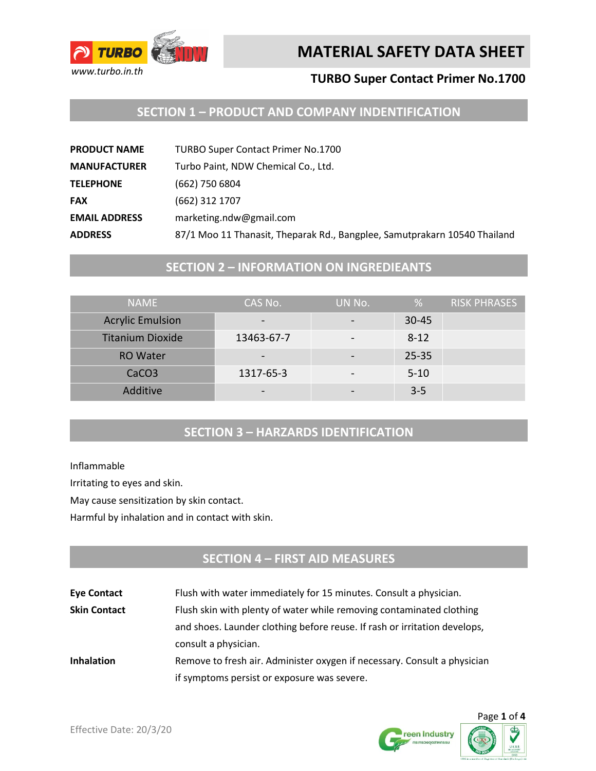# MATERIAL SAFETY DATA SHEET

## TURBO Super Contact Primer No.1700

## SECTION 1 – PRODUCT AND COMPANY INDENTIFICATION

| | |
|---|---|
| **PRODUCT NAME** | TURBO Super Contact Primer No.1700 |
| **MANUFACTURER** | Turbo Paint, NDW Chemical Co., Ltd. |
| **TELEPHONE** | (662) 750 6804 |
| **FAX** | (662) 312 1707 |
| **EMAIL ADDRESS** | marketing.ndw@gmail.com |
| **ADDRESS** | 87/1 Moo 11 Thanasit, Theparak Rd., Bangplee, Samutprakarn 10540 Thailand |

## SECTION 2 – INFORMATION ON INGREDIEANTS

| NAME | CAS No. | UN No. | % | RISK PHRASES |
|---|---|---|---|---|
| Acrylic Emulsion | - | - | 30-45 | |
| Titanium Dioxide | 13463-67-7 | - | 8-12 | |
| RO Water | - | - | 25-35 | |
| $CaCO_3$ | 1317-65-3 | - | 5-10 | |
| Additive | - | - | 3-5 | |

## SECTION 3 – HARZARDS IDENTIFICATION

Inflammable

Irritating to eyes and skin.

May cause sensitization by skin contact.

Harmful by inhalation and in contact with skin.

## SECTION 4 – FIRST AID MEASURES

| | |
|---|---|
| **Eye Contact** | Flush with water immediately for 15 minutes. Consult a physician. |
| **Skin Contact** | Flush skin with plenty of water while removing contaminated clothing and shoes. Launder clothing before reuse. If rash or irritation develops, consult a physician. |
| **Inhalation** | Remove to fresh air. Administer oxygen if necessary. Consult a physician if symptoms persist or exposure was severe. |

Effective Date: 20/3/20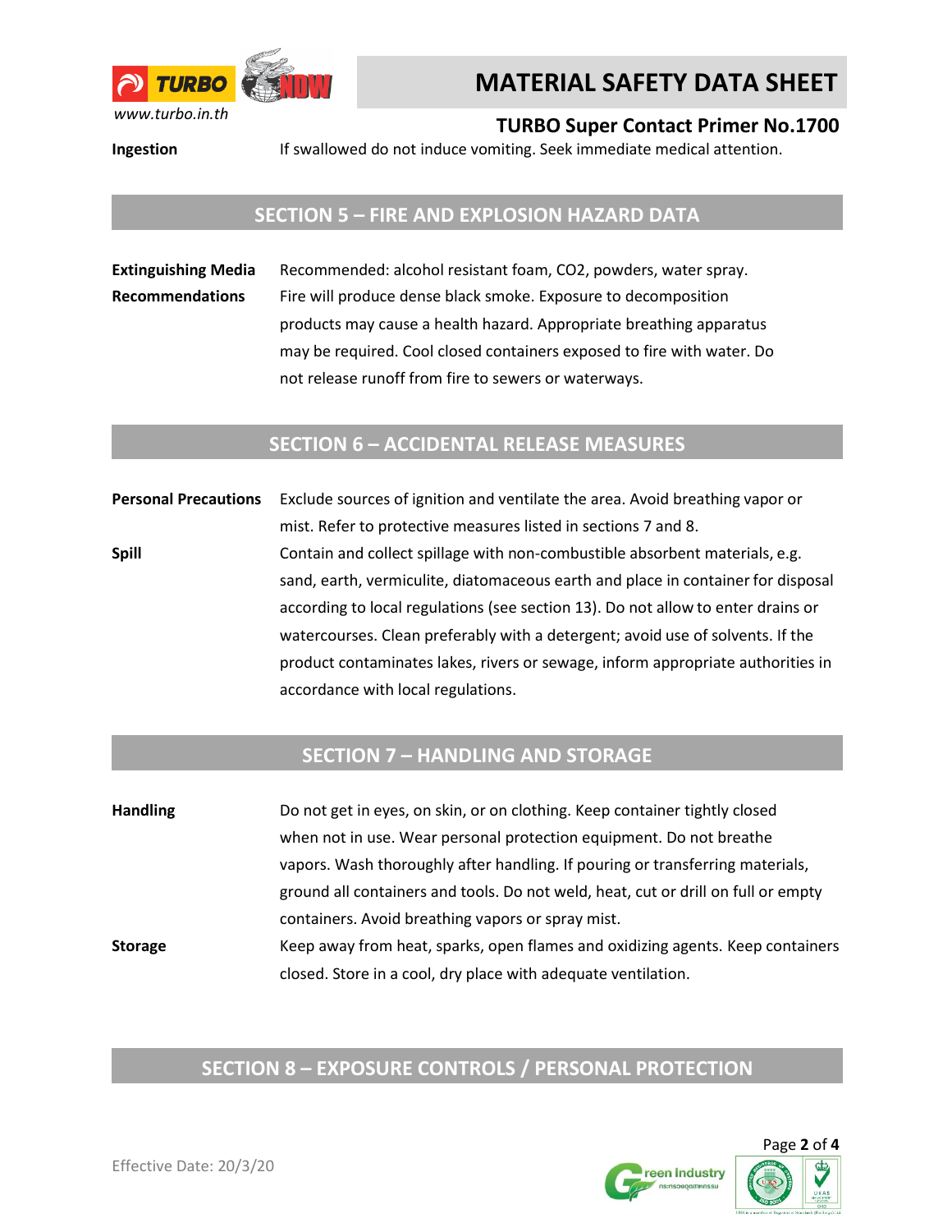**Ingestion** If swallowed do not induce vomiting. Seek immediate medical attention.

## SECTION 5 – FIRE AND EXPLOSION HAZARD DATA

**Extinguishing Media** Recommended: alcohol resistant foam, $CO_2$, powders, water spray.

**Recommendations** Fire will produce dense black smoke. Exposure to decomposition products may cause a health hazard. Appropriate breathing apparatus may be required. Cool closed containers exposed to fire with water. Do not release runoff from fire to sewers or waterways.

## SECTION 6 – ACCIDENTAL RELEASE MEASURES

**Personal Precautions** Exclude sources of ignition and ventilate the area. Avoid breathing vapor or mist. Refer to protective measures listed in sections 7 and 8.

**Spill** Contain and collect spillage with non-combustible absorbent materials, e.g. sand, earth, vermiculite, diatomaceous earth and place in container for disposal according to local regulations (see section 13). Do not allow to enter drains or watercourses. Clean preferably with a detergent; avoid use of solvents. If the product contaminates lakes, rivers or sewage, inform appropriate authorities in accordance with local regulations.

## SECTION 7 – HANDLING AND STORAGE

**Handling** Do not get in eyes, on skin, or on clothing. Keep container tightly closed when not in use. Wear personal protection equipment. Do not breathe vapors. Wash thoroughly after handling. If pouring or transferring materials, ground all containers and tools. Do not weld, heat, cut or drill on full or empty containers. Avoid breathing vapors or spray mist.

**Storage** Keep away from heat, sparks, open flames and oxidizing agents. Keep containers closed. Store in a cool, dry place with adequate ventilation.

## SECTION 8 – EXPOSURE CONTROLS / PERSONAL PROTECTION

Effective Date: 20/3/20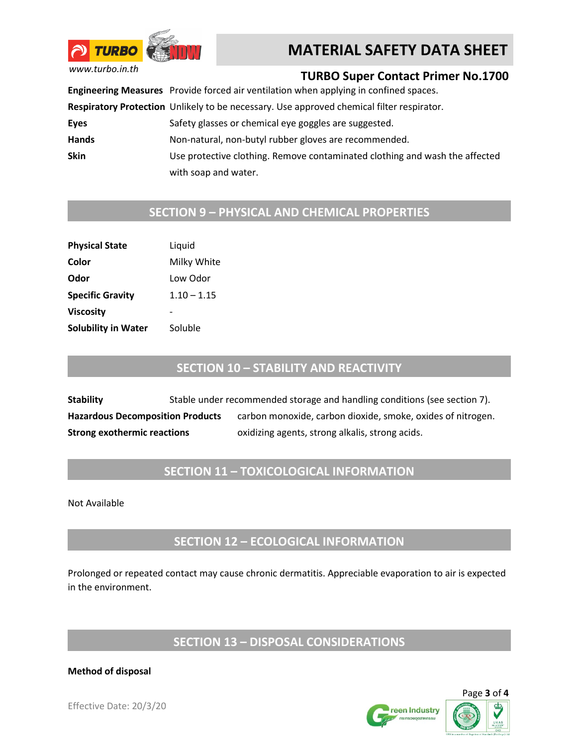| | |
|---|---|
| **Engineering Measures** | Provide forced air ventilation when applying in confined spaces. |
| **Respiratory Protection** | Unlikely to be necessary. Use approved chemical filter respirator. |
| **Eyes** | Safety glasses or chemical eye goggles are suggested. |
| **Hands** | Non-natural, non-butyl rubber gloves are recommended. |
| **Skin** | Use protective clothing. Remove contaminated clothing and wash the affected with soap and water. |

## SECTION 9 – PHYSICAL AND CHEMICAL PROPERTIES

| | |
|---|---|
| **Physical State** | Liquid |
| **Color** | Milky White |
| **Odor** | Low Odor |
| **Specific Gravity** | 1.10 – 1.15 |
| **Viscosity** | - |
| **Solubility in Water** | Soluble |

## SECTION 10 – STABILITY AND REACTIVITY

| | |
|---|---|
| **Stability** | Stable under recommended storage and handling conditions (see section 7). |
| **Hazardous Decomposition Products** | carbon monoxide, carbon dioxide, smoke, oxides of nitrogen. |
| **Strong exothermic reactions** | oxidizing agents, strong alkalis, strong acids. |

## SECTION 11 – TOXICOLOGICAL INFORMATION

Not Available

## SECTION 12 – ECOLOGICAL INFORMATION

Prolonged or repeated contact may cause chronic dermatitis. Appreciable evaporation to air is expected in the environment.

## SECTION 13 – DISPOSAL CONSIDERATIONS

**Method of disposal**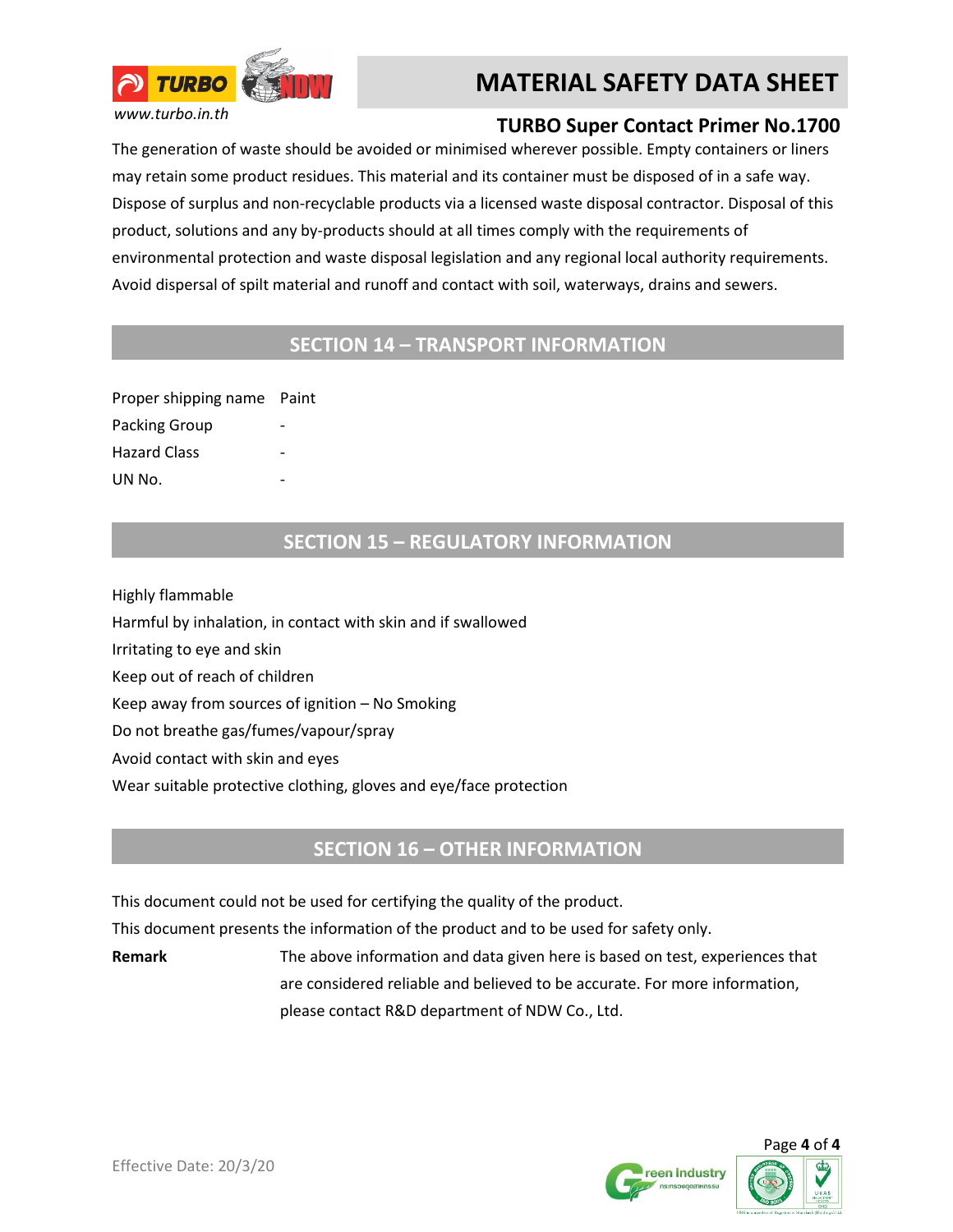The generation of waste should be avoided or minimised wherever possible. Empty containers or liners may retain some product residues. This material and its container must be disposed of in a safe way. Dispose of surplus and non-recyclable products via a licensed waste disposal contractor. Disposal of this product, solutions and any by-products should at all times comply with the requirements of environmental protection and waste disposal legislation and any regional local authority requirements. Avoid dispersal of spilt material and runoff and contact with soil, waterways, drains and sewers.

## SECTION 14 – TRANSPORT INFORMATION

| | |
|---|---|
| Proper shipping name | Paint |
| Packing Group | - |
| Hazard Class | - |
| UN No. | - |

## SECTION 15 – REGULATORY INFORMATION

Highly flammable
Harmful by inhalation, in contact with skin and if swallowed
Irritating to eye and skin
Keep out of reach of children
Keep away from sources of ignition – No Smoking
Do not breathe gas/fumes/vapour/spray
Avoid contact with skin and eyes
Wear suitable protective clothing, gloves and eye/face protection

## SECTION 16 – OTHER INFORMATION

This document could not be used for certifying the quality of the product.
This document presents the information of the product and to be used for safety only.

**Remark** The above information and data given here is based on test, experiences that are considered reliable and believed to be accurate. For more information, please contact R&D department of NDW Co., Ltd.

Effective Date: 20/3/20